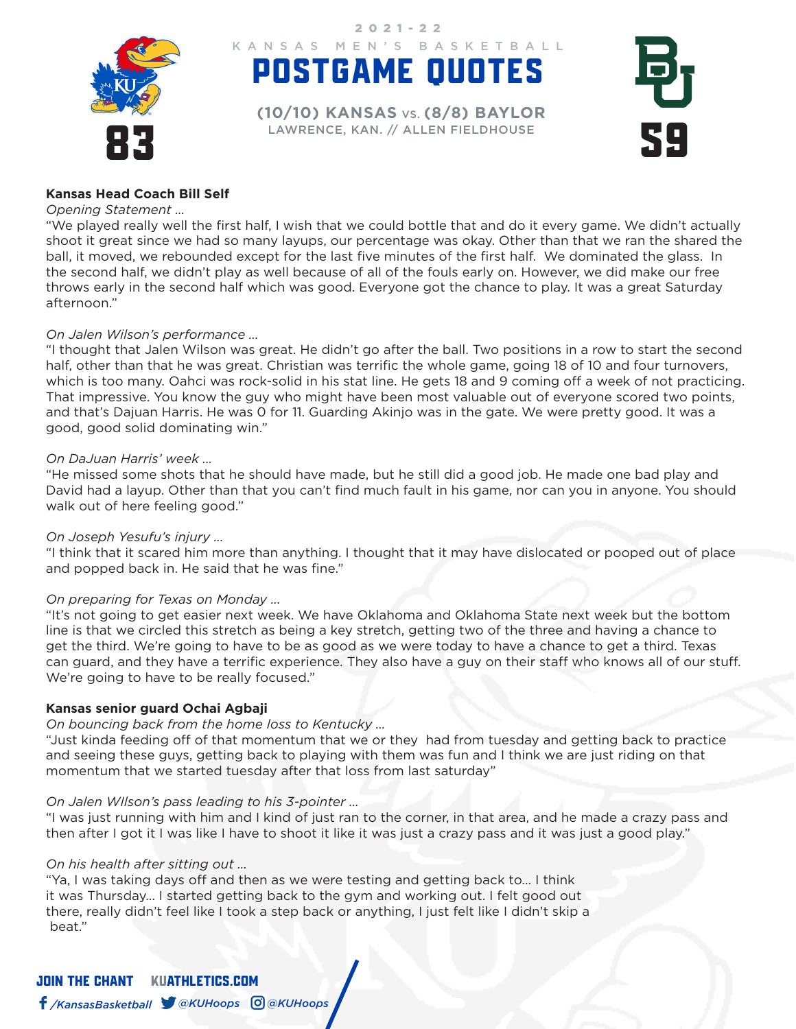2021-22

KANSAS MEN'S BASKETBALL

# POSTGAME QUOTES

**(10/10) KANSAS** vs. **(8/8) BAYLOR**

LAWRENCE, KAN. // ALLEN FIELDHOUSE

**83** — **59**

**Kansas Head Coach Bill Self**

*Opening Statement ...*

"We played really well the first half, I wish that we could bottle that and do it every game. We didn't actually shoot it great since we had so many layups, our percentage was okay. Other than that we ran the shared the ball, it moved, we rebounded except for the last five minutes of the first half. We dominated the glass. In the second half, we didn't play as well because of all of the fouls early on. However, we did make our free throws early in the second half which was good. Everyone got the chance to play. It was a great Saturday afternoon."

*On Jalen Wilson's performance ...*

"I thought that Jalen Wilson was great. He didn't go after the ball. Two positions in a row to start the second half, other than that he was great. Christian was terrific the whole game, going 18 of 10 and four turnovers, which is too many. Oahci was rock-solid in his stat line. He gets 18 and 9 coming off a week of not practicing. That impressive. You know the guy who might have been most valuable out of everyone scored two points, and that's Dajuan Harris. He was 0 for 11. Guarding Akinjo was in the gate. We were pretty good. It was a good, good solid dominating win."

*On DaJuan Harris' week ...*

"He missed some shots that he should have made, but he still did a good job. He made one bad play and David had a layup. Other than that you can't find much fault in his game, nor can you in anyone. You should walk out of here feeling good."

*On Joseph Yesufu's injury ...*

"I think that it scared him more than anything. I thought that it may have dislocated or pooped out of place and popped back in. He said that he was fine."

*On preparing for Texas on Monday ...*

"It's not going to get easier next week. We have Oklahoma and Oklahoma State next week but the bottom line is that we circled this stretch as being a key stretch, getting two of the three and having a chance to get the third. We're going to have to be as good as we were today to have a chance to get a third. Texas can guard, and they have a terrific experience. They also have a guy on their staff who knows all of our stuff. We're going to have to be really focused."

**Kansas senior guard Ochai Agbaji**

*On bouncing back from the home loss to Kentucky ...*

"Just kinda feeding off of that momentum that we or they had from tuesday and getting back to practice and seeing these guys, getting back to playing with them was fun and I think we are just riding on that momentum that we started tuesday after that loss from last saturday"

*On Jalen WIlson's pass leading to his 3-pointer ...*

"I was just running with him and I kind of just ran to the corner, in that area, and he made a crazy pass and then after I got it I was like I have to shoot it like it was just a crazy pass and it was just a good play."

*On his health after sitting out ...*

"Ya, I was taking days off and then as we were testing and getting back to... I think it was Thursday... I started getting back to the gym and working out. I felt good out there, really didn't feel like I took a step back or anything, I just felt like I didn't skip a beat."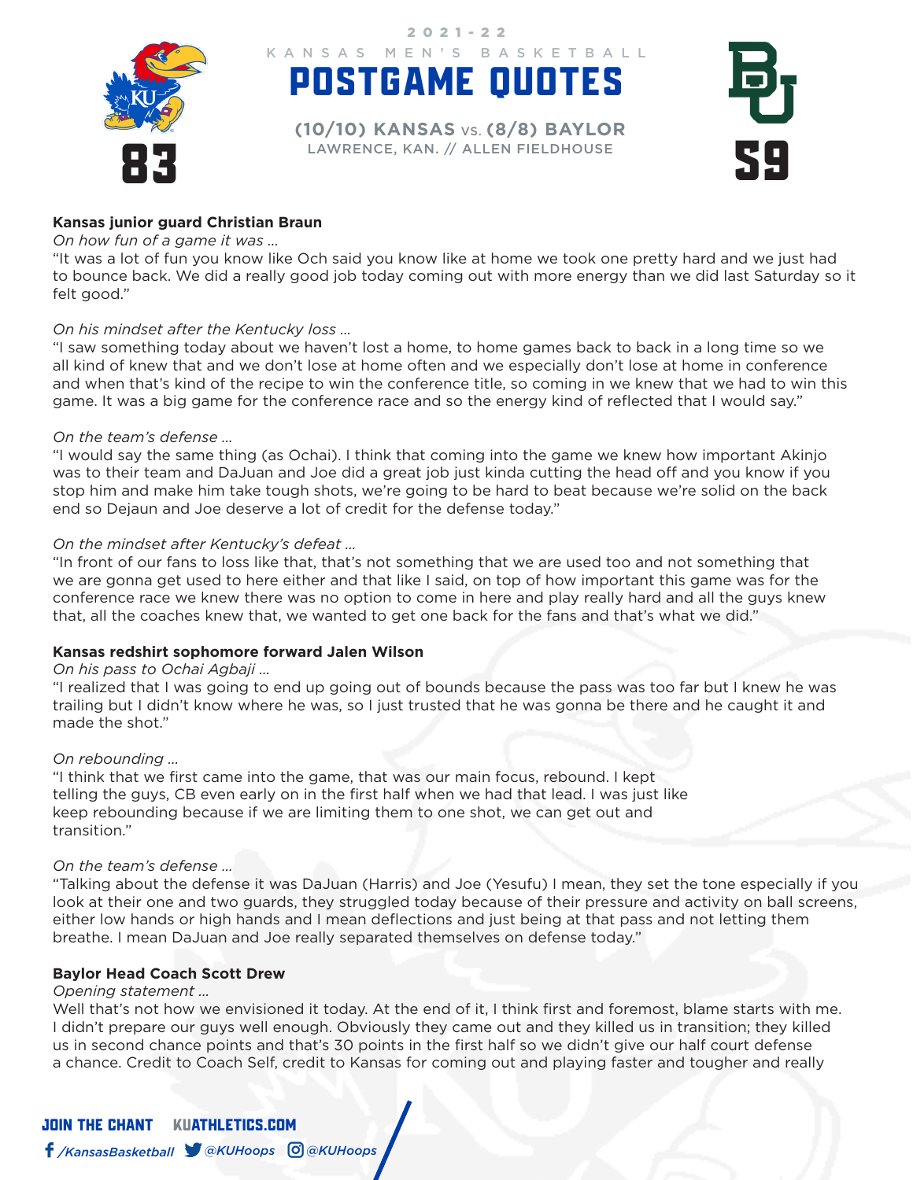2021-22

KANSAS MEN'S BASKETBALL

# POSTGAME QUOTES

**(10/10) KANSAS vs. (8/8) BAYLOR**

LAWRENCE, KAN. // ALLEN FIELDHOUSE

**83** — **59**

**Kansas junior guard Christian Braun**

*On how fun of a game it was ...*

"It was a lot of fun you know like Och said you know like at home we took one pretty hard and we just had to bounce back. We did a really good job today coming out with more energy than we did last Saturday so it felt good."

*On his mindset after the Kentucky loss ...*

"I saw something today about we haven't lost a home, to home games back to back in a long time so we all kind of knew that and we don't lose at home often and we especially don't lose at home in conference and when that's kind of the recipe to win the conference title, so coming in we knew that we had to win this game. It was a big game for the conference race and so the energy kind of reflected that I would say."

*On the team's defense ...*

"I would say the same thing (as Ochai). I think that coming into the game we knew how important Akinjo was to their team and DaJuan and Joe did a great job just kinda cutting the head off and you know if you stop him and make him take tough shots, we're going to be hard to beat because we're solid on the back end so Dejaun and Joe deserve a lot of credit for the defense today."

*On the mindset after Kentucky's defeat ...*

"In front of our fans to loss like that, that's not something that we are used too and not something that we are gonna get used to here either and that like I said, on top of how important this game was for the conference race we knew there was no option to come in here and play really hard and all the guys knew that, all the coaches knew that, we wanted to get one back for the fans and that's what we did."

**Kansas redshirt sophomore forward Jalen Wilson**

*On his pass to Ochai Agbaji ...*

"I realized that I was going to end up going out of bounds because the pass was too far but I knew he was trailing but I didn't know where he was, so I just trusted that he was gonna be there and he caught it and made the shot."

*On rebounding ...*

"I think that we first came into the game, that was our main focus, rebound. I kept telling the guys, CB even early on in the first half when we had that lead. I was just like keep rebounding because if we are limiting them to one shot, we can get out and transition."

*On the team's defense ...*

"Talking about the defense it was DaJuan (Harris) and Joe (Yesufu) I mean, they set the tone especially if you look at their one and two guards, they struggled today because of their pressure and activity on ball screens, either low hands or high hands and I mean deflections and just being at that pass and not letting them breathe. I mean DaJuan and Joe really separated themselves on defense today."

**Baylor Head Coach Scott Drew**

*Opening statement ...*

Well that's not how we envisioned it today. At the end of it, I think first and foremost, blame starts with me. I didn't prepare our guys well enough. Obviously they came out and they killed us in transition; they killed us in second chance points and that's 30 points in the first half so we didn't give our half court defense a chance. Credit to Coach Self, credit to Kansas for coming out and playing faster and tougher and really

JOIN THE CHANT KUATHLETICS.COM

/KansasBasketball @KUHoops @KUHoops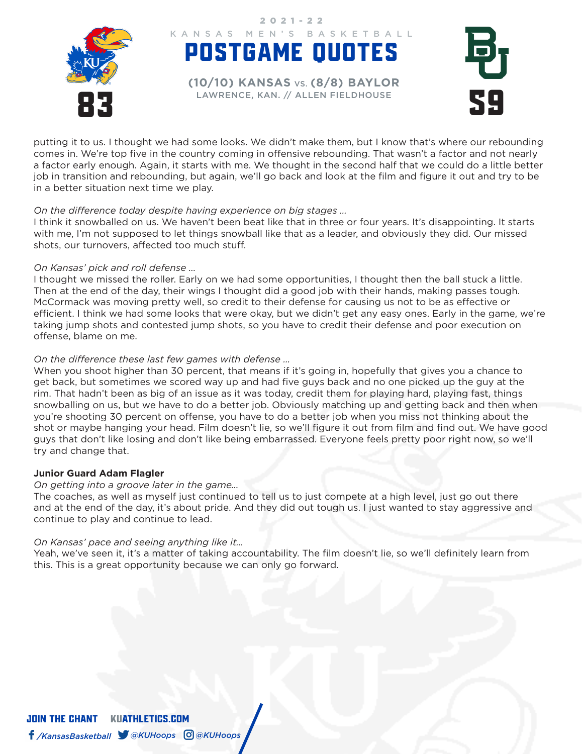putting it to us. I thought we had some looks. We didn't make them, but I know that's where our rebounding comes in. We're top five in the country coming in offensive rebounding. That wasn't a factor and not nearly a factor early enough. Again, it starts with me. We thought in the second half that we could do a little better job in transition and rebounding, but again, we'll go back and look at the film and figure it out and try to be in a better situation next time we play.

*On the difference today despite having experience on big stages ...*
I think it snowballed on us. We haven't been beat like that in three or four years. It's disappointing. It starts with me, I'm not supposed to let things snowball like that as a leader, and obviously they did. Our missed shots, our turnovers, affected too much stuff.

*On Kansas' pick and roll defense ...*
I thought we missed the roller. Early on we had some opportunities, I thought then the ball stuck a little. Then at the end of the day, their wings I thought did a good job with their hands, making passes tough. McCormack was moving pretty well, so credit to their defense for causing us not to be as effective or efficient. I think we had some looks that were okay, but we didn't get any easy ones. Early in the game, we're taking jump shots and contested jump shots, so you have to credit their defense and poor execution on offense, blame on me.

*On the difference these last few games with defense ...*
When you shoot higher than 30 percent, that means if it's going in, hopefully that gives you a chance to get back, but sometimes we scored way up and had five guys back and no one picked up the guy at the rim. That hadn't been as big of an issue as it was today, credit them for playing hard, playing fast, things snowballing on us, but we have to do a better job. Obviously matching up and getting back and then when you're shooting 30 percent on offense, you have to do a better job when you miss not thinking about the shot or maybe hanging your head. Film doesn't lie, so we'll figure it out from film and find out. We have good guys that don't like losing and don't like being embarrassed. Everyone feels pretty poor right now, so we'll try and change that.

**Junior Guard Adam Flagler**
*On getting into a groove later in the game...*
The coaches, as well as myself just continued to tell us to just compete at a high level, just go out there and at the end of the day, it's about pride. And they did out tough us. I just wanted to stay aggressive and continue to play and continue to lead.

*On Kansas' pace and seeing anything like it...*
Yeah, we've seen it, it's a matter of taking accountability. The film doesn't lie, so we'll definitely learn from this. This is a great opportunity because we can only go forward.